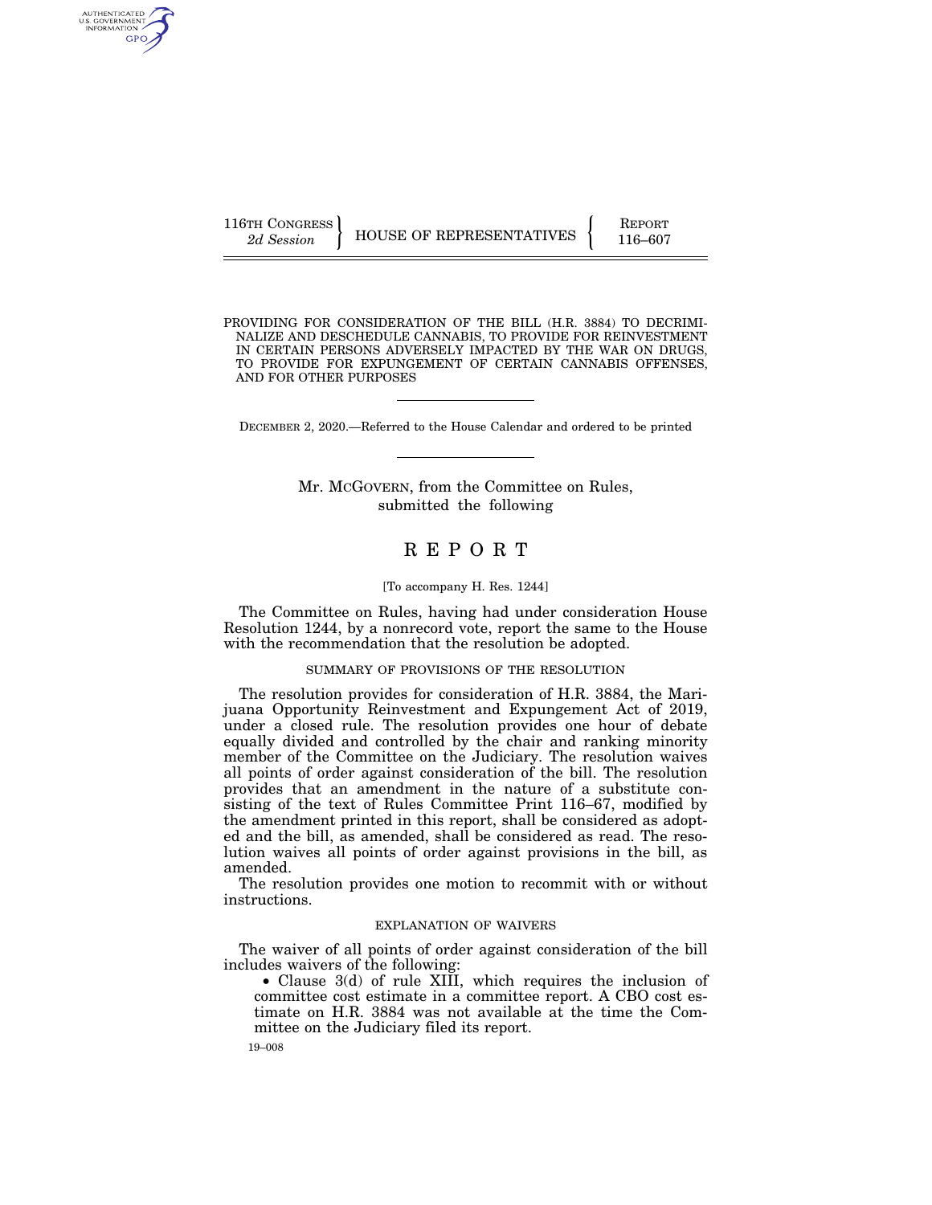116TH CONGRESS
*2d Session*

HOUSE OF REPRESENTATIVES

REPORT
116–607

PROVIDING FOR CONSIDERATION OF THE BILL (H.R. 3884) TO DECRIMINALIZE AND DESCHEDULE CANNABIS, TO PROVIDE FOR REINVESTMENT IN CERTAIN PERSONS ADVERSELY IMPACTED BY THE WAR ON DRUGS, TO PROVIDE FOR EXPUNGEMENT OF CERTAIN CANNABIS OFFENSES, AND FOR OTHER PURPOSES

DECEMBER 2, 2020.—Referred to the House Calendar and ordered to be printed

Mr. MCGOVERN, from the Committee on Rules, submitted the following

# REPORT

[To accompany H. Res. 1244]

The Committee on Rules, having had under consideration House Resolution 1244, by a nonrecord vote, report the same to the House with the recommendation that the resolution be adopted.

## SUMMARY OF PROVISIONS OF THE RESOLUTION

The resolution provides for consideration of H.R. 3884, the Marijuana Opportunity Reinvestment and Expungement Act of 2019, under a closed rule. The resolution provides one hour of debate equally divided and controlled by the chair and ranking minority member of the Committee on the Judiciary. The resolution waives all points of order against consideration of the bill. The resolution provides that an amendment in the nature of a substitute consisting of the text of Rules Committee Print 116–67, modified by the amendment printed in this report, shall be considered as adopted and the bill, as amended, shall be considered as read. The resolution waives all points of order against provisions in the bill, as amended.

The resolution provides one motion to recommit with or without instructions.

## EXPLANATION OF WAIVERS

The waiver of all points of order against consideration of the bill includes waivers of the following:

- Clause 3(d) of rule XIII, which requires the inclusion of committee cost estimate in a committee report. A CBO cost estimate on H.R. 3884 was not available at the time the Committee on the Judiciary filed its report.

19–008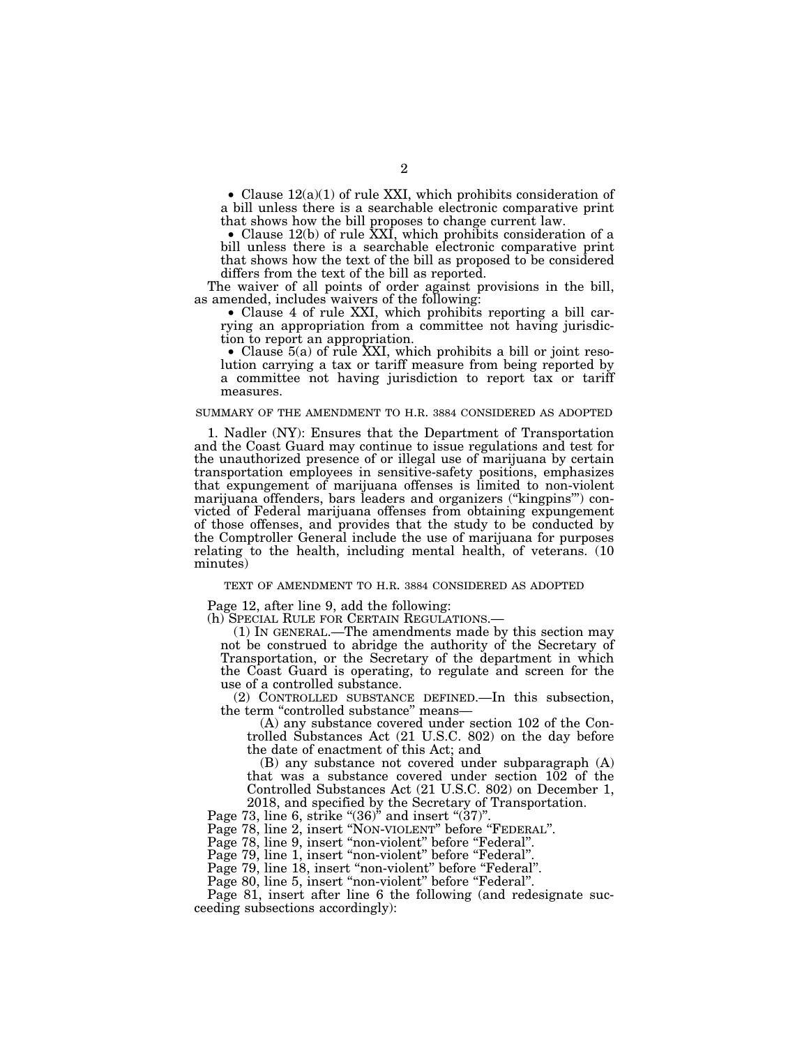- Clause 12(a)(1) of rule XXI, which prohibits consideration of a bill unless there is a searchable electronic comparative print that shows how the bill proposes to change current law.
- Clause 12(b) of rule XXI, which prohibits consideration of a bill unless there is a searchable electronic comparative print that shows how the text of the bill as proposed to be considered differs from the text of the bill as reported.

The waiver of all points of order against provisions in the bill, as amended, includes waivers of the following:

- Clause 4 of rule XXI, which prohibits reporting a bill carrying an appropriation from a committee not having jurisdiction to report an appropriation.
- Clause 5(a) of rule XXI, which prohibits a bill or joint resolution carrying a tax or tariff measure from being reported by a committee not having jurisdiction to report tax or tariff measures.

## SUMMARY OF THE AMENDMENT TO H.R. 3884 CONSIDERED AS ADOPTED

1. Nadler (NY): Ensures that the Department of Transportation and the Coast Guard may continue to issue regulations and test for the unauthorized presence of or illegal use of marijuana by certain transportation employees in sensitive-safety positions, emphasizes that expungement of marijuana offenses is limited to non-violent marijuana offenders, bars leaders and organizers ("kingpins"') convicted of Federal marijuana offenses from obtaining expungement of those offenses, and provides that the study to be conducted by the Comptroller General include the use of marijuana for purposes relating to the health, including mental health, of veterans. (10 minutes)

## TEXT OF AMENDMENT TO H.R. 3884 CONSIDERED AS ADOPTED

Page 12, after line 9, add the following:

(h) SPECIAL RULE FOR CERTAIN REGULATIONS.—

(1) IN GENERAL.—The amendments made by this section may not be construed to abridge the authority of the Secretary of Transportation, or the Secretary of the department in which the Coast Guard is operating, to regulate and screen for the use of a controlled substance.

(2) CONTROLLED SUBSTANCE DEFINED.—In this subsection, the term "controlled substance" means—

(A) any substance covered under section 102 of the Controlled Substances Act (21 U.S.C. 802) on the day before the date of enactment of this Act; and

(B) any substance not covered under subparagraph (A) that was a substance covered under section 102 of the Controlled Substances Act (21 U.S.C. 802) on December 1, 2018, and specified by the Secretary of Transportation.

Page 73, line 6, strike "(36)" and insert "(37)".

Page 78, line 2, insert "NON-VIOLENT" before "FEDERAL".

Page 78, line 9, insert "non-violent" before "Federal".

Page 79, line 1, insert "non-violent" before "Federal".

Page 79, line 18, insert "non-violent" before "Federal".

Page 80, line 5, insert "non-violent" before "Federal".

Page 81, insert after line 6 the following (and redesignate succeeding subsections accordingly):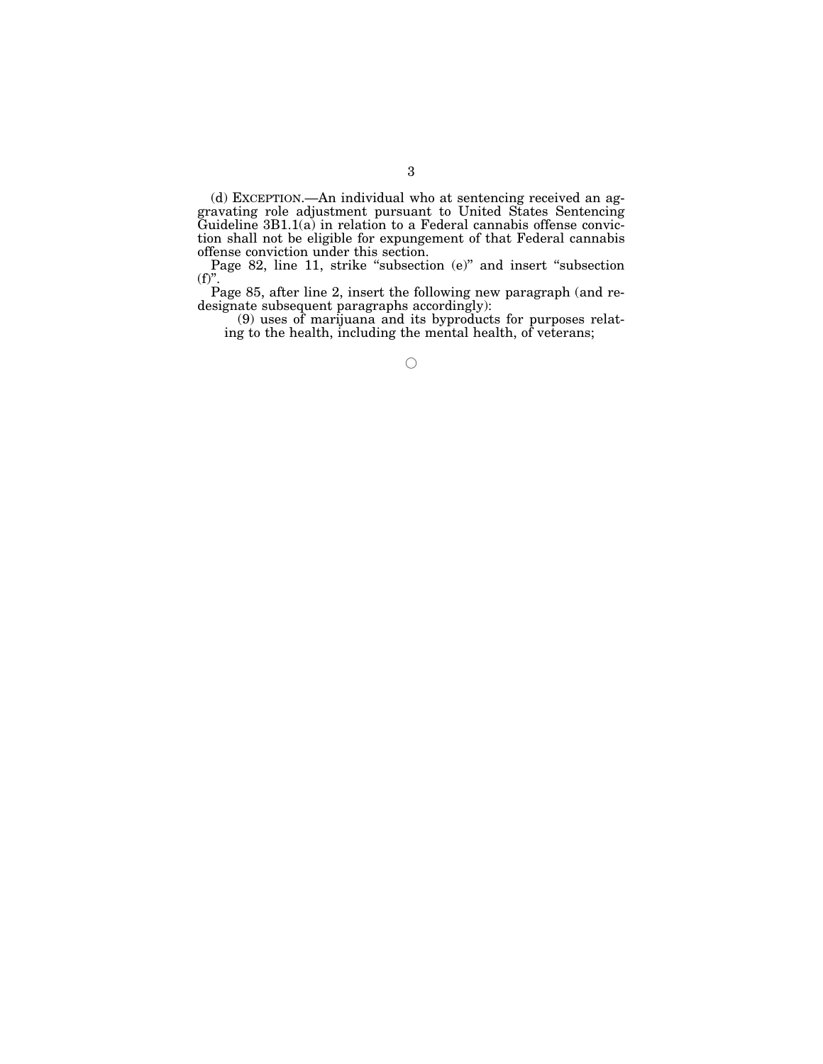(d) EXCEPTION.—An individual who at sentencing received an aggravating role adjustment pursuant to United States Sentencing Guideline 3B1.1(a) in relation to a Federal cannabis offense conviction shall not be eligible for expungement of that Federal cannabis offense conviction under this section.

Page 82, line 11, strike "subsection (e)" and insert "subsection (f)".

Page 85, after line 2, insert the following new paragraph (and redesignate subsequent paragraphs accordingly):

(9) uses of marijuana and its byproducts for purposes relating to the health, including the mental health, of veterans;

○